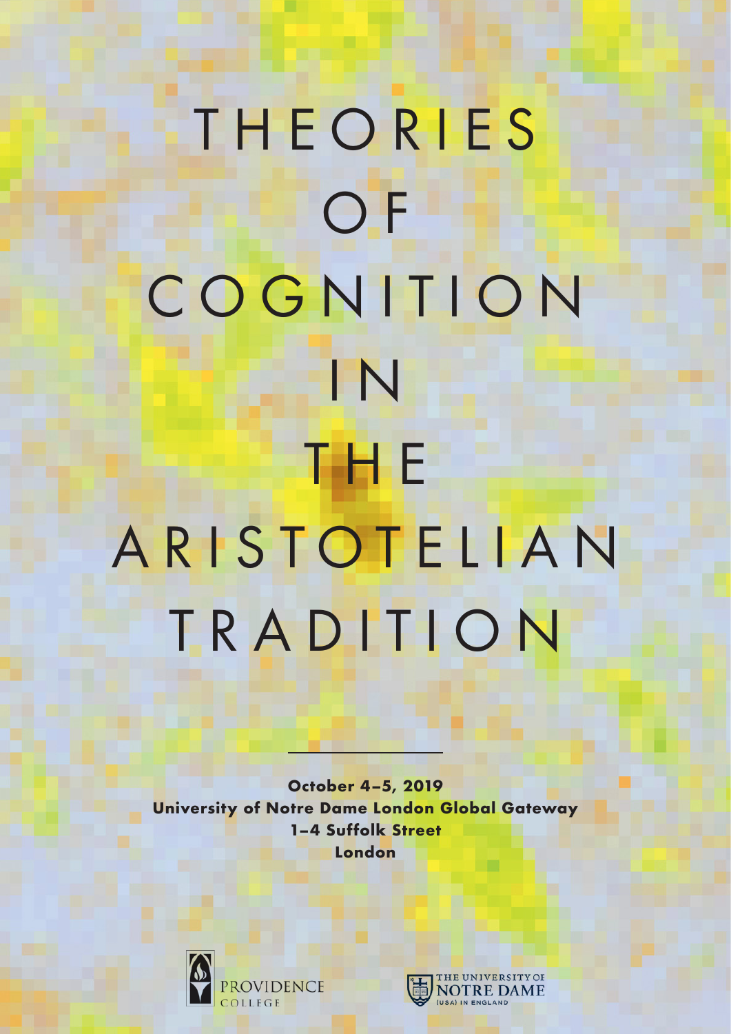# THEORIES OF COGNITION IN THE ARISTOTELIAN TRADITION

---

**October 4–5, 2019**
**University of Notre Dame London Global Gateway**
**1–4 Suffolk Street**
**London**

PROVIDENCE COLLEGE

THE UNIVERSITY OF NOTRE DAME (USA) IN ENGLAND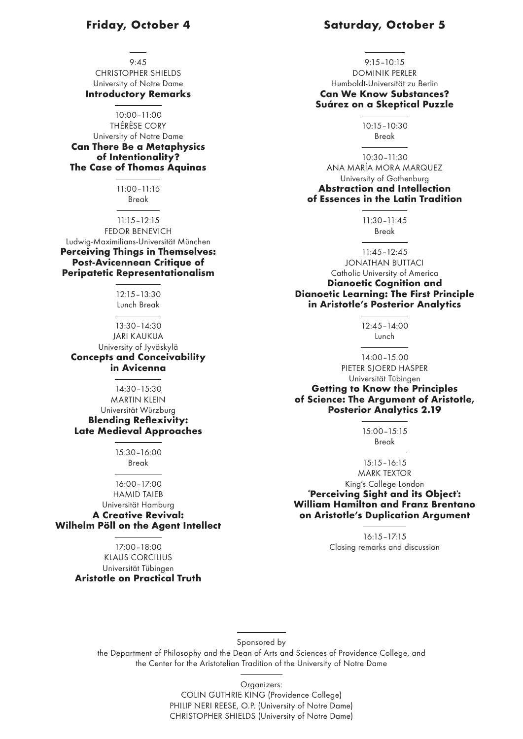## Friday, October 4

9:45
CHRISTOPHER SHIELDS
University of Notre Dame
**Introductory Remarks**

10:00–11:00
THÉRÈSE CORY
University of Notre Dame
**Can There Be a Metaphysics of Intentionality? The Case of Thomas Aquinas**

11:00–11:15
Break

11:15–12:15
FEDOR BENEVICH
Ludwig-Maximilians-Universität München
**Perceiving Things in Themselves: Post-Avicennean Critique of Peripatetic Representationalism**

12:15–13:30
Lunch Break

13:30–14:30
JARI KAUKUA
University of Jyväskylä
**Concepts and Conceivability in Avicenna**

14:30–15:30
MARTIN KLEIN
Universität Würzburg
**Blending Reflexivity: Late Medieval Approaches**

15:30–16:00
Break

16:00–17:00
HAMID TAIEB
Universität Hamburg
**A Creative Revival: Wilhelm Pöll on the Agent Intellect**

17:00–18:00
KLAUS CORCILIUS
Universität Tübingen
**Aristotle on Practical Truth**

## Saturday, October 5

9:15–10:15
DOMINIK PERLER
Humboldt-Universität zu Berlin
**Can We Know Substances? Suárez on a Skeptical Puzzle**

10:15–10:30
Break

10:30–11:30
ANA MARÍA MORA MARQUEZ
University of Gothenburg
**Abstraction and Intellection of Essences in the Latin Tradition**

11:30–11:45
Break

11:45–12:45
JONATHAN BUTTACI
Catholic University of America
**Dianoetic Cognition and Dianoetic Learning: The First Principle in Aristotle's Posterior Analytics**

12:45–14:00
Lunch

14:00–15:00
PIETER SJOERD HASPER
Universität Tübingen
**Getting to Know the Principles of Science: The Argument of Aristotle, Posterior Analytics 2.19**

15:00–15:15
Break

15:15–16:15
MARK TEXTOR
King's College London
**'Perceiving Sight and its Object': William Hamilton and Franz Brentano on Aristotle's Duplication Argument**

16:15–17:15
Closing remarks and discussion

---

Sponsored by
the Department of Philosophy and the Dean of Arts and Sciences of Providence College, and the Center for the Aristotelian Tradition of the University of Notre Dame

Organizers:
COLIN GUTHRIE KING (Providence College)
PHILIP NERI REESE, O.P. (University of Notre Dame)
CHRISTOPHER SHIELDS (University of Notre Dame)